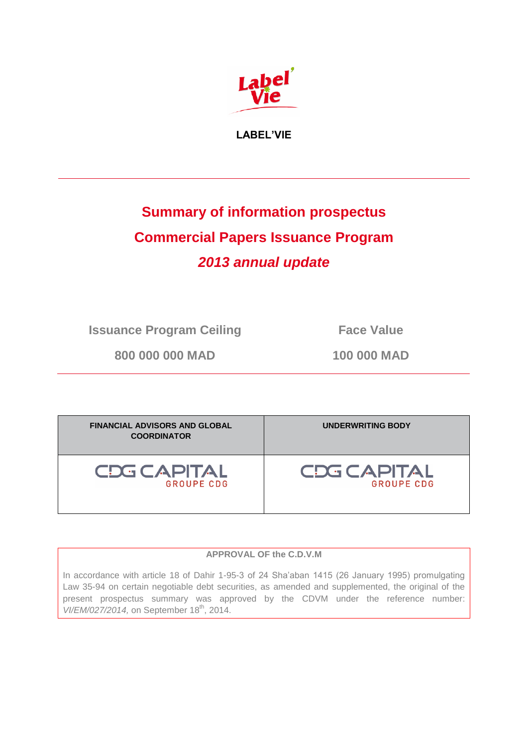**LABEL'VIE**

# Summary of information prospectus

# Commercial Papers Issuance Program

# *2013 annual update*

| Issuance Program Ceiling | Face Value |
|---|---|
| 800 000 000 MAD | 100 000 MAD |

| FINANCIAL ADVISORS AND GLOBAL COORDINATOR | UNDERWRITING BODY |
|---|---|
| CDG CAPITAL GROUPE CDG | CDG CAPITAL GROUPE CDG |

**APPROVAL OF the C.D.V.M**

In accordance with article 18 of Dahir 1-95-3 of 24 Sha'aban 1415 (26 January 1995) promulgating Law 35-94 on certain negotiable debt securities, as amended and supplemented, the original of the present prospectus summary was approved by the CDVM under the reference number: *VI/EM/027/2014,* on September 18th, 2014.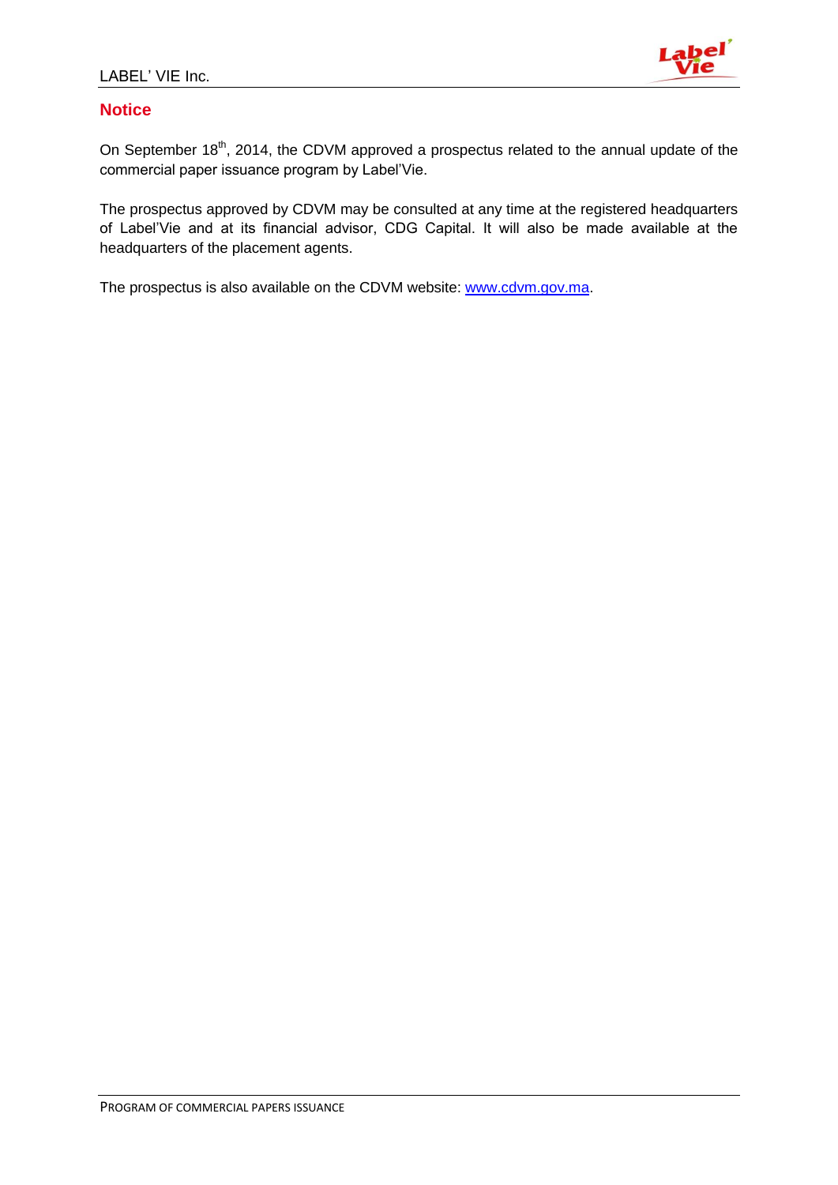## Notice

On September 18th, 2014, the CDVM approved a prospectus related to the annual update of the commercial paper issuance program by Label'Vie.

The prospectus approved by CDVM may be consulted at any time at the registered headquarters of Label'Vie and at its financial advisor, CDG Capital. It will also be made available at the headquarters of the placement agents.

The prospectus is also available on the CDVM website: www.cdvm.gov.ma.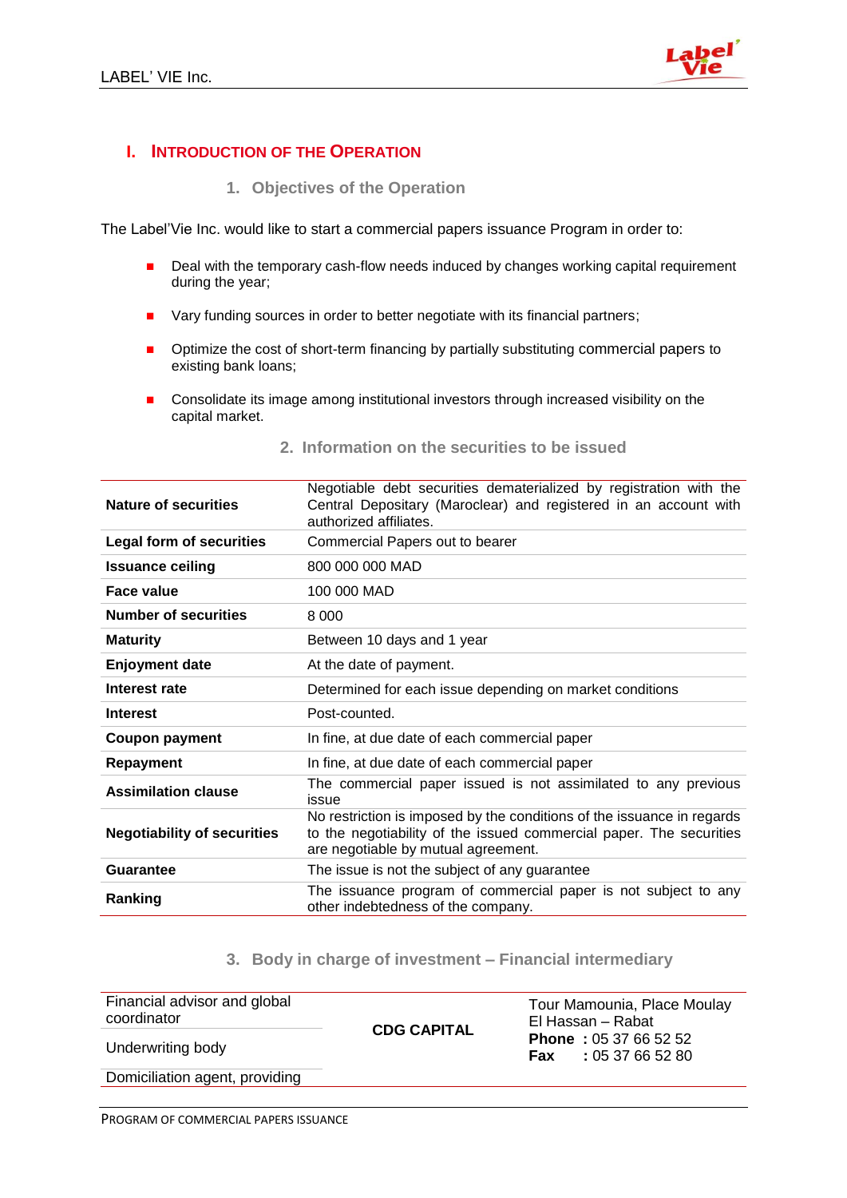## I. INTRODUCTION OF THE OPERATION

### 1. Objectives of the Operation

The Label'Vie Inc. would like to start a commercial papers issuance Program in order to:

- Deal with the temporary cash-flow needs induced by changes working capital requirement during the year;
- Vary funding sources in order to better negotiate with its financial partners;
- Optimize the cost of short-term financing by partially substituting commercial papers to existing bank loans;
- Consolidate its image among institutional investors through increased visibility on the capital market.

### 2. Information on the securities to be issued

| | |
|---|---|
| **Nature of securities** | Negotiable debt securities dematerialized by registration with the Central Depositary (Maroclear) and registered in an account with authorized affiliates. |
| **Legal form of securities** | Commercial Papers out to bearer |
| **Issuance ceiling** | 800 000 000 MAD |
| **Face value** | 100 000 MAD |
| **Number of securities** | 8 000 |
| **Maturity** | Between 10 days and 1 year |
| **Enjoyment date** | At the date of payment. |
| **Interest rate** | Determined for each issue depending on market conditions |
| **Interest** | Post-counted. |
| **Coupon payment** | In fine, at due date of each commercial paper |
| **Repayment** | In fine, at due date of each commercial paper |
| **Assimilation clause** | The commercial paper issued is not assimilated to any previous issue |
| **Negotiability of securities** | No restriction is imposed by the conditions of the issuance in regards to the negotiability of the issued commercial paper. The securities are negotiable by mutual agreement. |
| **Guarantee** | The issue is not the subject of any guarantee |
| **Ranking** | The issuance program of commercial paper is not subject to any other indebtedness of the company. |

### 3. Body in charge of investment – Financial intermediary

| | | |
|---|---|---|
| Financial advisor and global coordinator<br>Underwriting body<br>Domiciliation agent, providing | **CDG CAPITAL** | Tour Mamounia, Place Moulay El Hassan – Rabat<br>**Phone :** 05 37 66 52 52<br>**Fax :** 05 37 66 52 80 |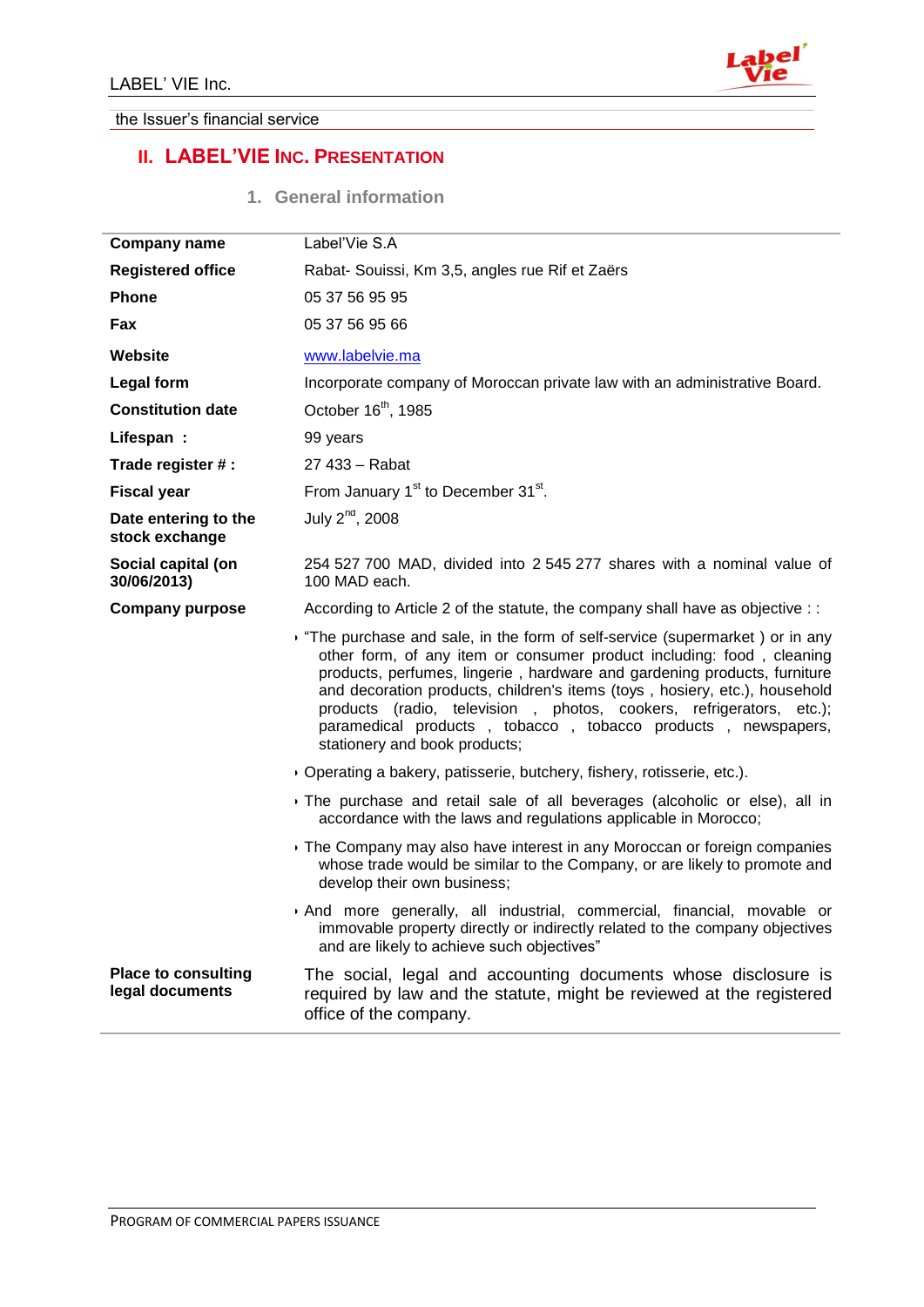## II. LABEL'VIE INC. PRESENTATION

### 1. General information

| | |
|---|---|
| **Company name** | Label'Vie S.A |
| **Registered office** | Rabat- Souissi, Km 3,5, angles rue Rif et Zaërs |
| **Phone** | 05 37 56 95 95 |
| **Fax** | 05 37 56 95 66 |
| **Website** | www.labelvie.ma |
| **Legal form** | Incorporate company of Moroccan private law with an administrative Board. |
| **Constitution date** | October 16th, 1985 |
| **Lifespan :** | 99 years |
| **Trade register # :** | 27 433 – Rabat |
| **Fiscal year** | From January 1st to December 31st. |
| **Date entering to the stock exchange** | July 2nd, 2008 |
| **Social capital (on 30/06/2013)** | 254 527 700 MAD, divided into 2 545 277 shares with a nominal value of 100 MAD each. |
| **Company purpose** | According to Article 2 of the statute, the company shall have as objective : : <br>• "The purchase and sale, in the form of self-service (supermarket ) or in any other form, of any item or consumer product including: food , cleaning products, perfumes, lingerie , hardware and gardening products, furniture and decoration products, children's items (toys , hosiery, etc.), household products (radio, television , photos, cookers, refrigerators, etc.); paramedical products , tobacco , tobacco products , newspapers, stationery and book products;<br>• Operating a bakery, patisserie, butchery, fishery, rotisserie, etc.).<br>• The purchase and retail sale of all beverages (alcoholic or else), all in accordance with the laws and regulations applicable in Morocco;<br>• The Company may also have interest in any Moroccan or foreign companies whose trade would be similar to the Company, or are likely to promote and develop their own business;<br>• And more generally, all industrial, commercial, financial, movable or immovable property directly or indirectly related to the company objectives and are likely to achieve such objectives" |
| **Place to consulting legal documents** | The social, legal and accounting documents whose disclosure is required by law and the statute, might be reviewed at the registered office of the company. |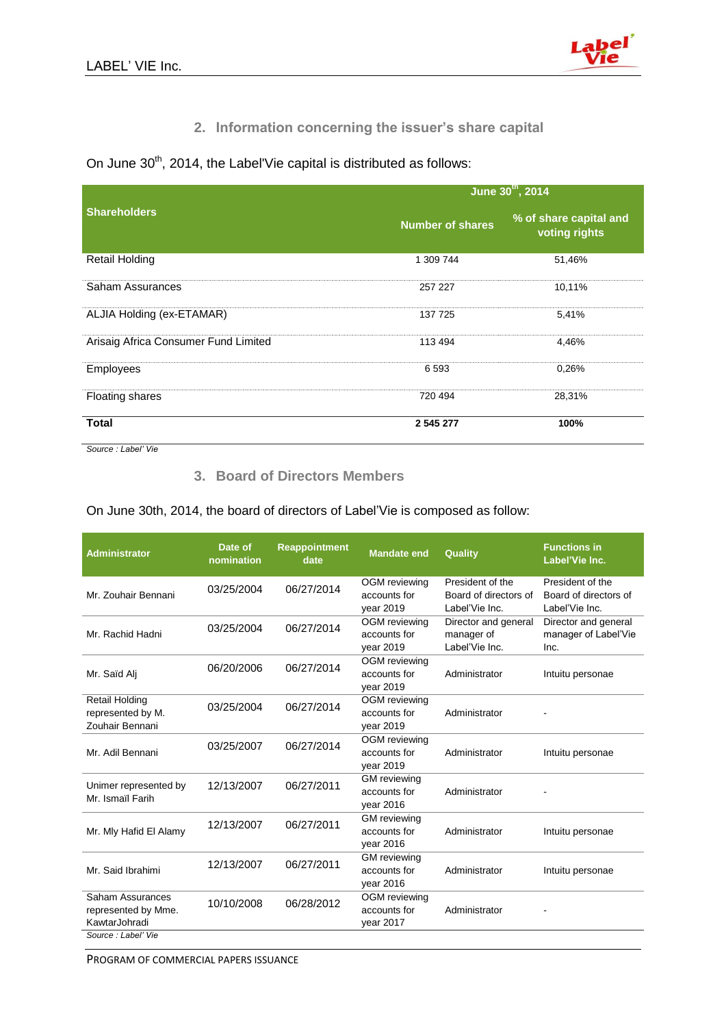## 2. Information concerning the issuer's share capital

On June 30th, 2014, the Label'Vie capital is distributed as follows:

| Shareholders | June 30th, 2014 | |
|---|---|---|
| | Number of shares | % of share capital and voting rights |
| Retail Holding | 1 309 744 | 51,46% |
| Saham Assurances | 257 227 | 10,11% |
| ALJIA Holding (ex-ETAMAR) | 137 725 | 5,41% |
| Arisaig Africa Consumer Fund Limited | 113 494 | 4,46% |
| Employees | 6 593 | 0,26% |
| Floating shares | 720 494 | 28,31% |
| **Total** | **2 545 277** | **100%** |

*Source : Label' Vie*

## 3. Board of Directors Members

On June 30th, 2014, the board of directors of Label'Vie is composed as follow:

| Administrator | Date of nomination | Reappointment date | Mandate end | Quality | Functions in Label'Vie Inc. |
|---|---|---|---|---|---|
| Mr. Zouhair Bennani | 03/25/2004 | 06/27/2014 | OGM reviewing accounts for year 2019 | President of the Board of directors of Label'Vie Inc. | President of the Board of directors of Label'Vie Inc. |
| Mr. Rachid Hadni | 03/25/2004 | 06/27/2014 | OGM reviewing accounts for year 2019 | Director and general manager of Label'Vie Inc. | Director and general manager of Label'Vie Inc. |
| Mr. Saïd Alj | 06/20/2006 | 06/27/2014 | OGM reviewing accounts for year 2019 | Administrator | Intuitu personae |
| Retail Holding represented by M. Zouhair Bennani | 03/25/2004 | 06/27/2014 | OGM reviewing accounts for year 2019 | Administrator | - |
| Mr. Adil Bennani | 03/25/2007 | 06/27/2014 | OGM reviewing accounts for year 2019 | Administrator | Intuitu personae |
| Unimer represented by Mr. Ismaïl Farih | 12/13/2007 | 06/27/2011 | GM reviewing accounts for year 2016 | Administrator | - |
| Mr. Mly Hafid El Alamy | 12/13/2007 | 06/27/2011 | GM reviewing accounts for year 2016 | Administrator | Intuitu personae |
| Mr. Said Ibrahimi | 12/13/2007 | 06/27/2011 | GM reviewing accounts for year 2016 | Administrator | Intuitu personae |
| Saham Assurances represented by Mme. KawtarJohradi | 10/10/2008 | 06/28/2012 | OGM reviewing accounts for year 2017 | Administrator | - |

*Source : Label' Vie*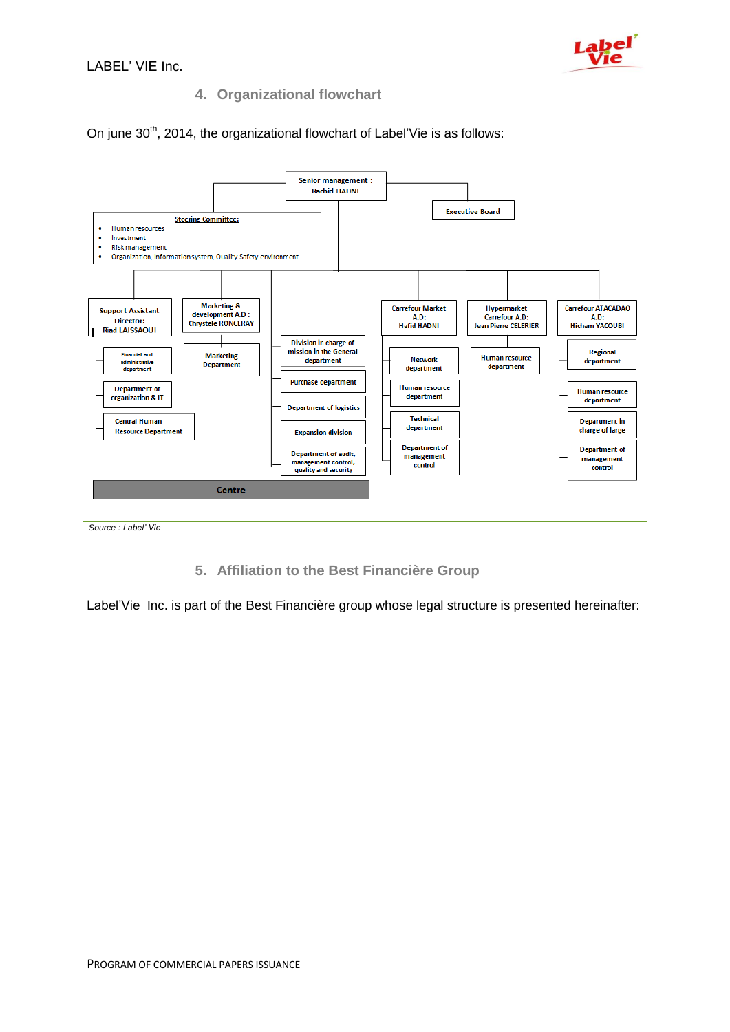## 4. Organizational flowchart

On june 30th, 2014, the organizational flowchart of Label'Vie is as follows:

Senior management : Rachid HADNI

Executive Board

Steering Committee:

- Human resources
- Investment
- Risk management
- Organization, Information system, Quality-Safety-environment

Support Assistant Director: Riad LAISSAOUI
- Financial and administrative department
- Department of organization & IT
- Central Human Resource Department

Marketing & development A.D : Chrystele RONCERAY
- Marketing Department

- Division in charge of mission in the General department
- Purchase department
- Department of logistics
- Expansion division
- Department of audit, management control, quality and security

Centre

Carrefour Market A.D: Hafid HADNI
- Network department
- Human resource department
- Technical department
- Department of management control

Hypermarket Carrefour A.D: Jean Pierre CELERIER
- Human resource department

Carrefour ATACADAO A.D: Hicham YACOUBI
- Regional department
- Human resource department
- Department in charge of large
- Department of management control

*Source : Label' Vie*

## 5. Affiliation to the Best Financière Group

Label'Vie Inc. is part of the Best Financière group whose legal structure is presented hereinafter: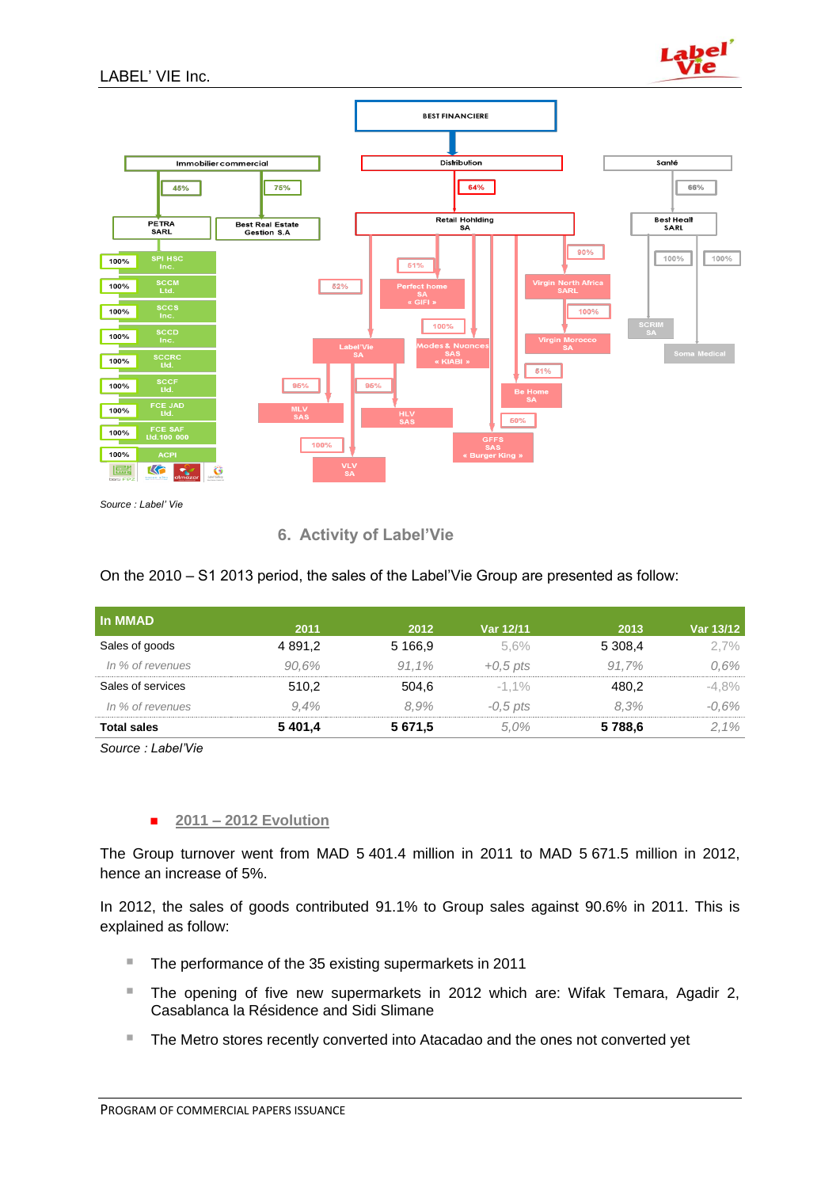BEST FINANCIERE

Immobilier commercial — 45% PETRA SARL; 75% Best Real Estate Gestion S.A

PETRA SARL: 100% SPI HSC Inc.; 100% SCCM Ltd.; 100% SCCS Inc.; 100% SCCD Inc.; 100% SCCRC Ltd.; 100% SCCF Ltd.; 100% FCE JAD Ltd.; 100% FCE SAF Ltd.100 000; 100% ACPI

Distribution — 64% Retail Hohlding SA

Retail Hohlding SA: 52% Label'Vie SA; 51% Perfect home SA « GIFI »; 100% Modes & Nuances SAS « KIABI »; 90% Virgin North Africa SARL; 51% Be Home SA; 50% GFFS SAS « Burger King »

Label'Vie SA: 95% MLV SAS; 95% HLV SAS; 100% VLV SA

Virgin North Africa SARL: 100% Virgin Morocco SA

Santé — 66% Best Healt SARL

Best Healt SARL: 100% SCRIM SA; 100% Soma Medical

*Source : Label' Vie*

## 6. Activity of Label'Vie

On the 2010 – S1 2013 period, the sales of the Label'Vie Group are presented as follow:

| In MMAD | 2011 | 2012 | Var 12/11 | 2013 | Var 13/12 |
|---|---|---|---|---|---|
| Sales of goods | 4 891,2 | 5 166,9 | 5,6% | 5 308,4 | 2,7% |
| *In % of revenues* | *90,6%* | *91,1%* | *+0,5 pts* | *91,7%* | *0,6%* |
| Sales of services | 510,2 | 504,6 | -1,1% | 480,2 | -4,8% |
| *In % of revenues* | *9,4%* | *8,9%* | *-0,5 pts* | *8,3%* | *-0,6%* |
| **Total sales** | **5 401,4** | **5 671,5** | 5,0% | **5 788,6** | 2,1% |

*Source : Label'Vie*

- **2011 – 2012 Evolution**

The Group turnover went from MAD 5 401.4 million in 2011 to MAD 5 671.5 million in 2012, hence an increase of 5%.

In 2012, the sales of goods contributed 91.1% to Group sales against 90.6% in 2011. This is explained as follow:

- The performance of the 35 existing supermarkets in 2011
- The opening of five new supermarkets in 2012 which are: Wifak Temara, Agadir 2, Casablanca la Résidence and Sidi Slimane
- The Metro stores recently converted into Atacadao and the ones not converted yet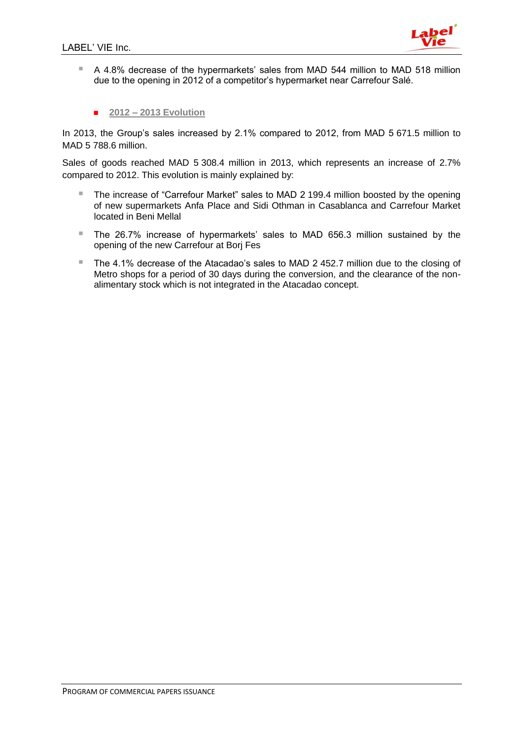- A 4.8% decrease of the hypermarkets' sales from MAD 544 million to MAD 518 million due to the opening in 2012 of a competitor's hypermarket near Carrefour Salé.

- **2012 – 2013 Evolution**

In 2013, the Group's sales increased by 2.1% compared to 2012, from MAD 5 671.5 million to MAD 5 788.6 million.

Sales of goods reached MAD 5 308.4 million in 2013, which represents an increase of 2.7% compared to 2012. This evolution is mainly explained by:

- The increase of "Carrefour Market" sales to MAD 2 199.4 million boosted by the opening of new supermarkets Anfa Place and Sidi Othman in Casablanca and Carrefour Market located in Beni Mellal
- The 26.7% increase of hypermarkets' sales to MAD 656.3 million sustained by the opening of the new Carrefour at Borj Fes
- The 4.1% decrease of the Atacadao's sales to MAD 2 452.7 million due to the closing of Metro shops for a period of 30 days during the conversion, and the clearance of the non-alimentary stock which is not integrated in the Atacadao concept.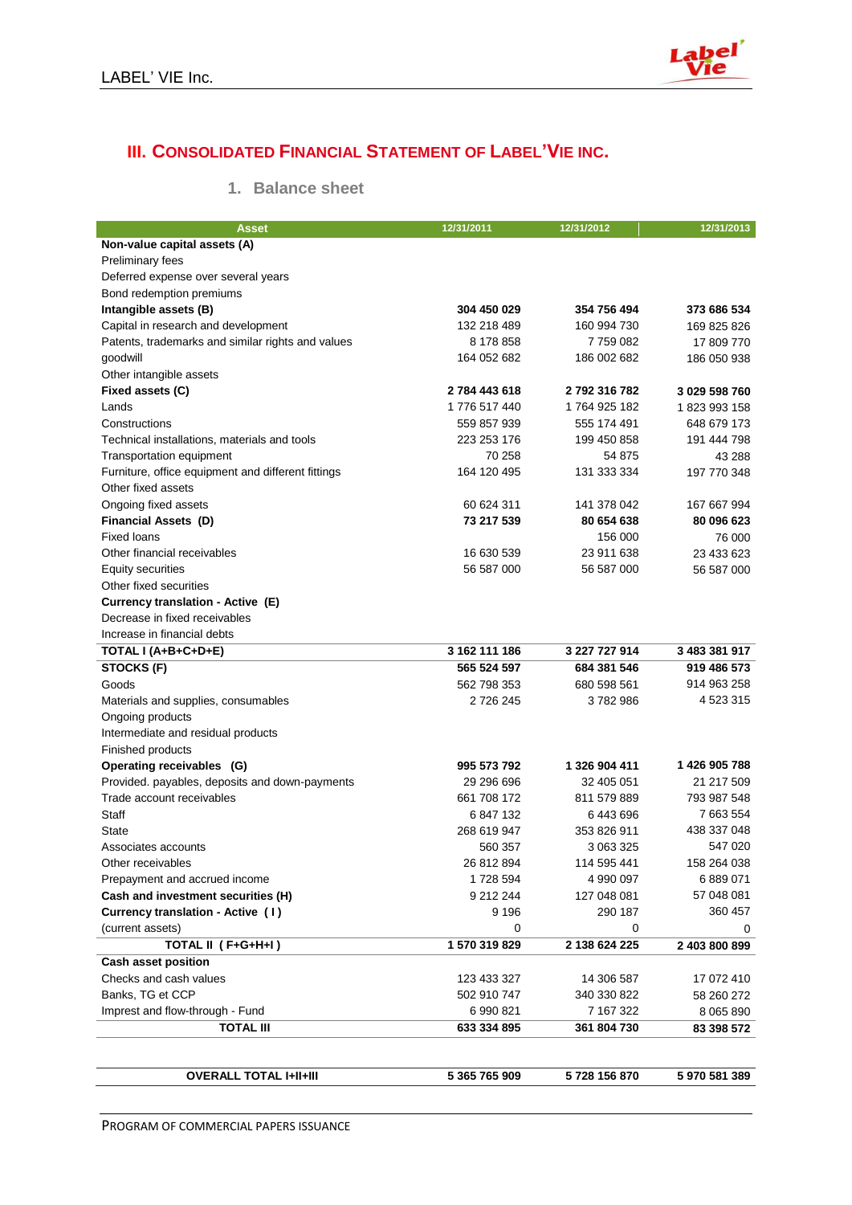## III. Consolidated Financial Statement of Label'Vie Inc.

### 1. Balance sheet

| Asset | 12/31/2011 | 12/31/2012 | 12/31/2013 |
|---|---|---|---|
| **Non-value capital assets (A)** | | | |
| Preliminary fees | | | |
| Deferred expense over several years | | | |
| Bond redemption premiums | | | |
| **Intangible assets (B)** | **304 450 029** | **354 756 494** | **373 686 534** |
| Capital in research and development | 132 218 489 | 160 994 730 | 169 825 826 |
| Patents, trademarks and similar rights and values | 8 178 858 | 7 759 082 | 17 809 770 |
| goodwill | 164 052 682 | 186 002 682 | 186 050 938 |
| Other intangible assets | | | |
| **Fixed assets (C)** | **2 784 443 618** | **2 792 316 782** | **3 029 598 760** |
| Lands | 1 776 517 440 | 1 764 925 182 | 1 823 993 158 |
| Constructions | 559 857 939 | 555 174 491 | 648 679 173 |
| Technical installations, materials and tools | 223 253 176 | 199 450 858 | 191 444 798 |
| Transportation equipment | 70 258 | 54 875 | 43 288 |
| Furniture, office equipment and different fittings | 164 120 495 | 131 333 334 | 197 770 348 |
| Other fixed assets | | | |
| Ongoing fixed assets | 60 624 311 | 141 378 042 | 167 667 994 |
| **Financial Assets (D)** | **73 217 539** | **80 654 638** | **80 096 623** |
| Fixed loans | | 156 000 | 76 000 |
| Other financial receivables | 16 630 539 | 23 911 638 | 23 433 623 |
| Equity securities | 56 587 000 | 56 587 000 | 56 587 000 |
| Other fixed securities | | | |
| **Currency translation - Active (E)** | | | |
| Decrease in fixed receivables | | | |
| Increase in financial debts | | | |
| **TOTAL I (A+B+C+D+E)** | **3 162 111 186** | **3 227 727 914** | **3 483 381 917** |
| **STOCKS (F)** | **565 524 597** | **684 381 546** | **919 486 573** |
| Goods | 562 798 353 | 680 598 561 | 914 963 258 |
| Materials and supplies, consumables | 2 726 245 | 3 782 986 | 4 523 315 |
| Ongoing products | | | |
| Intermediate and residual products | | | |
| Finished products | | | |
| **Operating receivables (G)** | **995 573 792** | **1 326 904 411** | **1 426 905 788** |
| Provided. payables, deposits and down-payments | 29 296 696 | 32 405 051 | 21 217 509 |
| Trade account receivables | 661 708 172 | 811 579 889 | 793 987 548 |
| Staff | 6 847 132 | 6 443 696 | 7 663 554 |
| State | 268 619 947 | 353 826 911 | 438 337 048 |
| Associates accounts | 560 357 | 3 063 325 | 547 020 |
| Other receivables | 26 812 894 | 114 595 441 | 158 264 038 |
| Prepayment and accrued income | 1 728 594 | 4 990 097 | 6 889 071 |
| **Cash and investment securities (H)** | 9 212 244 | 127 048 081 | 57 048 081 |
| **Currency translation - Active ( I )** | 9 196 | 290 187 | 360 457 |
| (current assets) | 0 | 0 | 0 |
| **TOTAL II ( F+G+H+I )** | **1 570 319 829** | **2 138 624 225** | **2 403 800 899** |
| **Cash asset position** | | | |
| Checks and cash values | 123 433 327 | 14 306 587 | 17 072 410 |
| Banks, TG et CCP | 502 910 747 | 340 330 822 | 58 260 272 |
| Imprest and flow-through - Fund | 6 990 821 | 7 167 322 | 8 065 890 |
| **TOTAL III** | **633 334 895** | **361 804 730** | **83 398 572** |
| | | | |
| **OVERALL TOTAL I+II+III** | **5 365 765 909** | **5 728 156 870** | **5 970 581 389** |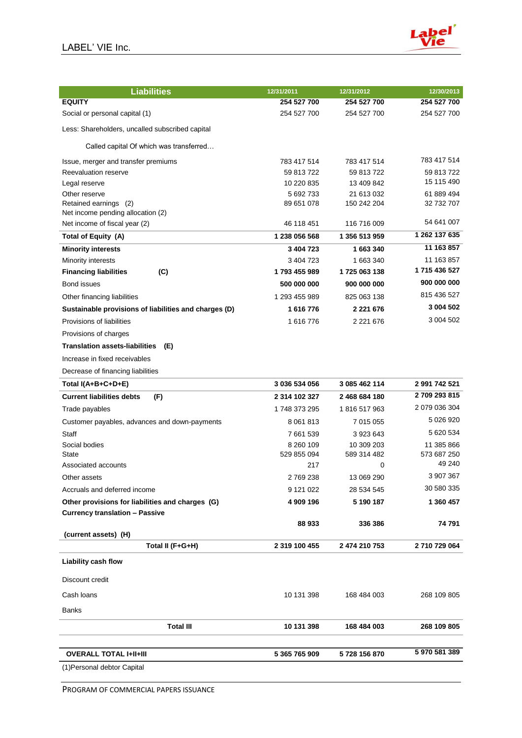| Liabilities | 12/31/2011 | 12/31/2012 | 12/30/2013 |
|---|---|---|---|
| **EQUITY** | **254 527 700** | **254 527 700** | **254 527 700** |
| Social or personal capital (1) | 254 527 700 | 254 527 700 | 254 527 700 |
| Less: Shareholders, uncalled subscribed capital | | | |
| Called capital Of which was transferred… | | | |
| Issue, merger and transfer premiums | 783 417 514 | 783 417 514 | 783 417 514 |
| Reevaluation reserve | 59 813 722 | 59 813 722 | 59 813 722 |
| Legal reserve | 10 220 835 | 13 409 842 | 15 115 490 |
| Other reserve | 5 692 733 | 21 613 032 | 61 889 494 |
| Retained earnings (2) | 89 651 078 | 150 242 204 | 32 732 707 |
| Net income pending allocation (2) | | | |
| Net income of fiscal year (2) | 46 118 451 | 116 716 009 | 54 641 007 |
| **Total of Equity (A)** | **1 238 056 568** | **1 356 513 959** | **1 262 137 635** |
| **Minority interests** | **3 404 723** | **1 663 340** | **11 163 857** |
| Minority interests | 3 404 723 | 1 663 340 | 11 163 857 |
| **Financing liabilities (C)** | **1 793 455 989** | **1 725 063 138** | **1 715 436 527** |
| Bond issues | **500 000 000** | **900 000 000** | **900 000 000** |
| Other financing liabilities | 1 293 455 989 | 825 063 138 | 815 436 527 |
| **Sustainable provisions of liabilities and charges (D)** | **1 616 776** | **2 221 676** | **3 004 502** |
| Provisions of liabilities | 1 616 776 | 2 221 676 | 3 004 502 |
| Provisions of charges | | | |
| **Translation assets-liabilities (E)** | | | |
| Increase in fixed receivables | | | |
| Decrease of financing liabilities | | | |
| **Total I(A+B+C+D+E)** | **3 036 534 056** | **3 085 462 114** | **2 991 742 521** |
| **Current liabilities debts (F)** | **2 314 102 327** | **2 468 684 180** | **2 709 293 815** |
| Trade payables | 1 748 373 295 | 1 816 517 963 | 2 079 036 304 |
| Customer payables, advances and down-payments | 8 061 813 | 7 015 055 | 5 026 920 |
| Staff | 7 661 539 | 3 923 643 | 5 620 534 |
| Social bodies | 8 260 109 | 10 309 203 | 11 385 866 |
| State | 529 855 094 | 589 314 482 | 573 687 250 |
| Associated accounts | 217 | 0 | 49 240 |
| Other assets | 2 769 238 | 13 069 290 | 3 907 367 |
| Accruals and deferred income | 9 121 022 | 28 534 545 | 30 580 335 |
| **Other provisions for liabilities and charges (G)** | **4 909 196** | **5 190 187** | **1 360 457** |
| **Currency translation – Passive (current assets) (H)** | **88 933** | **336 386** | **74 791** |
| **Total II (F+G+H)** | **2 319 100 455** | **2 474 210 753** | **2 710 729 064** |
| **Liability cash flow** | | | |
| Discount credit | | | |
| Cash loans | 10 131 398 | 168 484 003 | 268 109 805 |
| Banks | | | |
| **Total III** | **10 131 398** | **168 484 003** | **268 109 805** |
| **OVERALL TOTAL I+II+III** | **5 365 765 909** | **5 728 156 870** | **5 970 581 389** |

(1)Personal debtor Capital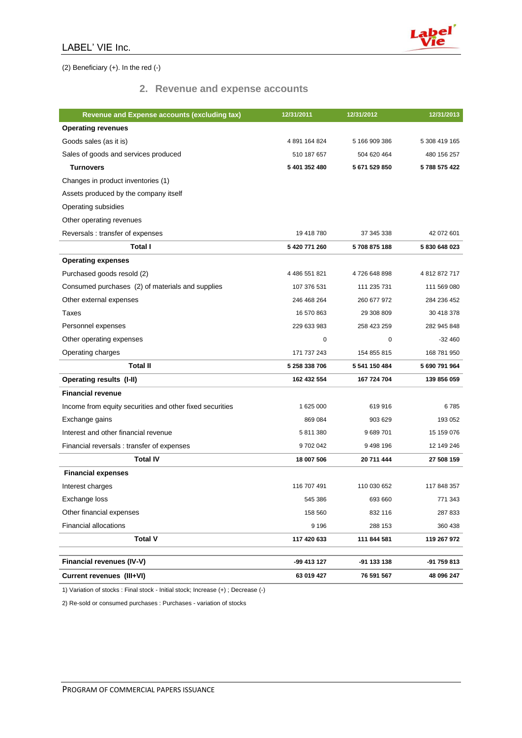(2) Beneficiary (+). In the red (-)

## 2. Revenue and expense accounts

| Revenue and Expense accounts (excluding tax) | 12/31/2011 | 12/31/2012 | 12/31/2013 |
|---|---|---|---|
| **Operating revenues** | | | |
| Goods sales (as it is) | 4 891 164 824 | 5 166 909 386 | 5 308 419 165 |
| Sales of goods and services produced | 510 187 657 | 504 620 464 | 480 156 257 |
| **Turnovers** | **5 401 352 480** | **5 671 529 850** | **5 788 575 422** |
| Changes in product inventories (1) | | | |
| Assets produced by the company itself | | | |
| Operating subsidies | | | |
| Other operating revenues | | | |
| Reversals : transfer of expenses | 19 418 780 | 37 345 338 | 42 072 601 |
| **Total I** | **5 420 771 260** | **5 708 875 188** | **5 830 648 023** |
| **Operating expenses** | | | |
| Purchased goods resold (2) | 4 486 551 821 | 4 726 648 898 | 4 812 872 717 |
| Consumed purchases (2) of materials and supplies | 107 376 531 | 111 235 731 | 111 569 080 |
| Other external expenses | 246 468 264 | 260 677 972 | 284 236 452 |
| Taxes | 16 570 863 | 29 308 809 | 30 418 378 |
| Personnel expenses | 229 633 983 | 258 423 259 | 282 945 848 |
| Other operating expenses | 0 | 0 | -32 460 |
| Operating charges | 171 737 243 | 154 855 815 | 168 781 950 |
| **Total II** | **5 258 338 706** | **5 541 150 484** | **5 690 791 964** |
| **Operating results (I-II)** | **162 432 554** | **167 724 704** | **139 856 059** |
| **Financial revenue** | | | |
| Income from equity securities and other fixed securities | 1 625 000 | 619 916 | 6 785 |
| Exchange gains | 869 084 | 903 629 | 193 052 |
| Interest and other financial revenue | 5 811 380 | 9 689 701 | 15 159 076 |
| Financial reversals : transfer of expenses | 9 702 042 | 9 498 196 | 12 149 246 |
| **Total IV** | **18 007 506** | **20 711 444** | **27 508 159** |
| **Financial expenses** | | | |
| Interest charges | 116 707 491 | 110 030 652 | 117 848 357 |
| Exchange loss | 545 386 | 693 660 | 771 343 |
| Other financial expenses | 158 560 | 832 116 | 287 833 |
| Financial allocations | 9 196 | 288 153 | 360 438 |
| **Total V** | **117 420 633** | **111 844 581** | **119 267 972** |
| **Financial revenues (IV-V)** | **-99 413 127** | **-91 133 138** | **-91 759 813** |
| **Current revenues (III+VI)** | **63 019 427** | **76 591 567** | **48 096 247** |

1) Variation of stocks : Final stock - Initial stock; Increase (+) ; Decrease (-)

2) Re-sold or consumed purchases : Purchases - variation of stocks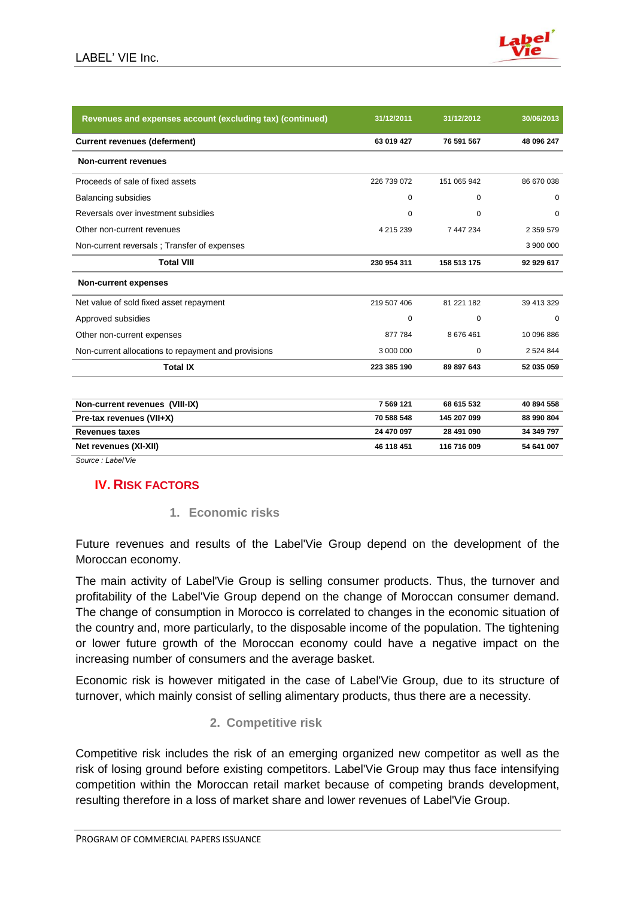| Revenues and expenses account (excluding tax) (continued) | 31/12/2011 | 31/12/2012 | 30/06/2013 |
|---|---|---|---|
| **Current revenues (deferment)** | **63 019 427** | **76 591 567** | **48 096 247** |
| **Non-current revenues** | | | |
| Proceeds of sale of fixed assets | 226 739 072 | 151 065 942 | 86 670 038 |
| Balancing subsidies | 0 | 0 | 0 |
| Reversals over investment subsidies | 0 | 0 | 0 |
| Other non-current revenues | 4 215 239 | 7 447 234 | 2 359 579 |
| Non-current reversals ; Transfer of expenses | | | 3 900 000 |
| **Total VIII** | **230 954 311** | **158 513 175** | **92 929 617** |
| **Non-current expenses** | | | |
| Net value of sold fixed asset repayment | 219 507 406 | 81 221 182 | 39 413 329 |
| Approved subsidies | 0 | 0 | 0 |
| Other non-current expenses | 877 784 | 8 676 461 | 10 096 886 |
| Non-current allocations to repayment and provisions | 3 000 000 | 0 | 2 524 844 |
| **Total IX** | **223 385 190** | **89 897 643** | **52 035 059** |
| **Non-current revenues (VIII-IX)** | **7 569 121** | **68 615 532** | **40 894 558** |
| **Pre-tax revenues (VII+X)** | **70 588 548** | **145 207 099** | **88 990 804** |
| **Revenues taxes** | **24 470 097** | **28 491 090** | **34 349 797** |
| **Net revenues (XI-XII)** | **46 118 451** | **116 716 009** | **54 641 007** |

*Source : Label'Vie*

## IV. Risk Factors

### 1. Economic risks

Future revenues and results of the Label'Vie Group depend on the development of the Moroccan economy.

The main activity of Label'Vie Group is selling consumer products. Thus, the turnover and profitability of the Label'Vie Group depend on the change of Moroccan consumer demand. The change of consumption in Morocco is correlated to changes in the economic situation of the country and, more particularly, to the disposable income of the population. The tightening or lower future growth of the Moroccan economy could have a negative impact on the increasing number of consumers and the average basket.

Economic risk is however mitigated in the case of Label'Vie Group, due to its structure of turnover, which mainly consist of selling alimentary products, thus there are a necessity.

### 2. Competitive risk

Competitive risk includes the risk of an emerging organized new competitor as well as the risk of losing ground before existing competitors. Label'Vie Group may thus face intensifying competition within the Moroccan retail market because of competing brands development, resulting therefore in a loss of market share and lower revenues of Label'Vie Group.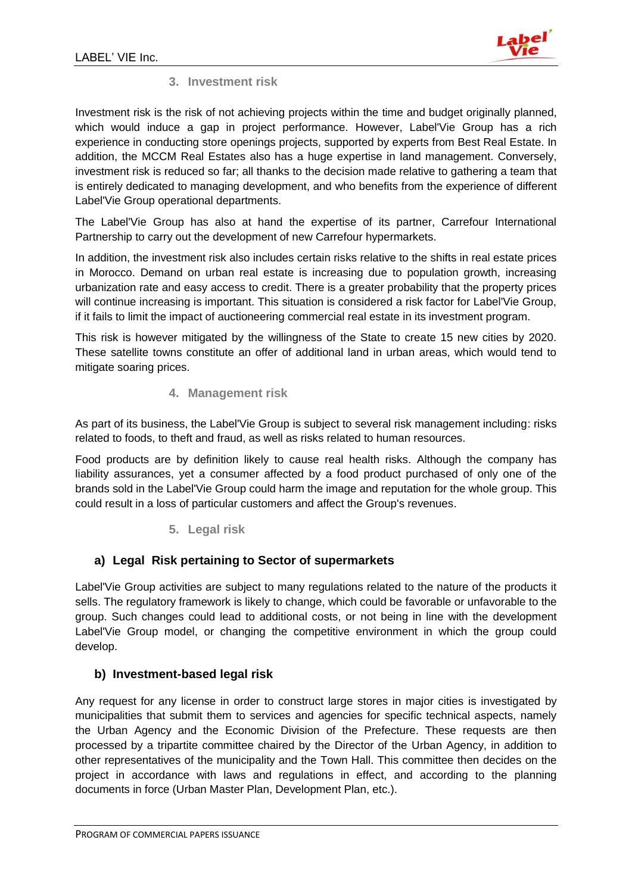### 3. Investment risk

Investment risk is the risk of not achieving projects within the time and budget originally planned, which would induce a gap in project performance. However, Label'Vie Group has a rich experience in conducting store openings projects, supported by experts from Best Real Estate. In addition, the MCCM Real Estates also has a huge expertise in land management. Conversely, investment risk is reduced so far; all thanks to the decision made relative to gathering a team that is entirely dedicated to managing development, and who benefits from the experience of different Label'Vie Group operational departments.

The Label'Vie Group has also at hand the expertise of its partner, Carrefour International Partnership to carry out the development of new Carrefour hypermarkets.

In addition, the investment risk also includes certain risks relative to the shifts in real estate prices in Morocco. Demand on urban real estate is increasing due to population growth, increasing urbanization rate and easy access to credit. There is a greater probability that the property prices will continue increasing is important. This situation is considered a risk factor for Label'Vie Group, if it fails to limit the impact of auctioneering commercial real estate in its investment program.

This risk is however mitigated by the willingness of the State to create 15 new cities by 2020. These satellite towns constitute an offer of additional land in urban areas, which would tend to mitigate soaring prices.

### 4. Management risk

As part of its business, the Label'Vie Group is subject to several risk management including: risks related to foods, to theft and fraud, as well as risks related to human resources.

Food products are by definition likely to cause real health risks. Although the company has liability assurances, yet a consumer affected by a food product purchased of only one of the brands sold in the Label'Vie Group could harm the image and reputation for the whole group. This could result in a loss of particular customers and affect the Group's revenues.

### 5. Legal risk

#### a) Legal Risk pertaining to Sector of supermarkets

Label'Vie Group activities are subject to many regulations related to the nature of the products it sells. The regulatory framework is likely to change, which could be favorable or unfavorable to the group. Such changes could lead to additional costs, or not being in line with the development Label'Vie Group model, or changing the competitive environment in which the group could develop.

#### b) Investment-based legal risk

Any request for any license in order to construct large stores in major cities is investigated by municipalities that submit them to services and agencies for specific technical aspects, namely the Urban Agency and the Economic Division of the Prefecture. These requests are then processed by a tripartite committee chaired by the Director of the Urban Agency, in addition to other representatives of the municipality and the Town Hall. This committee then decides on the project in accordance with laws and regulations in effect, and according to the planning documents in force (Urban Master Plan, Development Plan, etc.).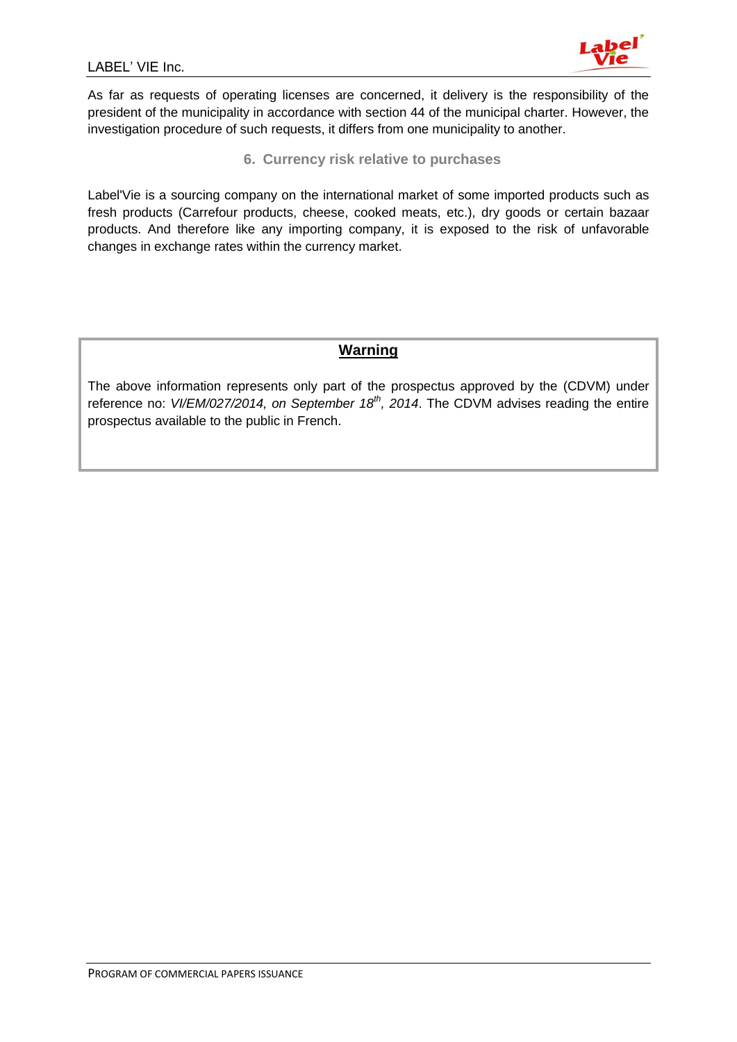As far as requests of operating licenses are concerned, it delivery is the responsibility of the president of the municipality in accordance with section 44 of the municipal charter. However, the investigation procedure of such requests, it differs from one municipality to another.

### 6. Currency risk relative to purchases

Label'Vie is a sourcing company on the international market of some imported products such as fresh products (Carrefour products, cheese, cooked meats, etc.), dry goods or certain bazaar products. And therefore like any importing company, it is exposed to the risk of unfavorable changes in exchange rates within the currency market.

**Warning**

The above information represents only part of the prospectus approved by the (CDVM) under reference no: *VI/EM/027/2014, on September 18th, 2014*. The CDVM advises reading the entire prospectus available to the public in French.